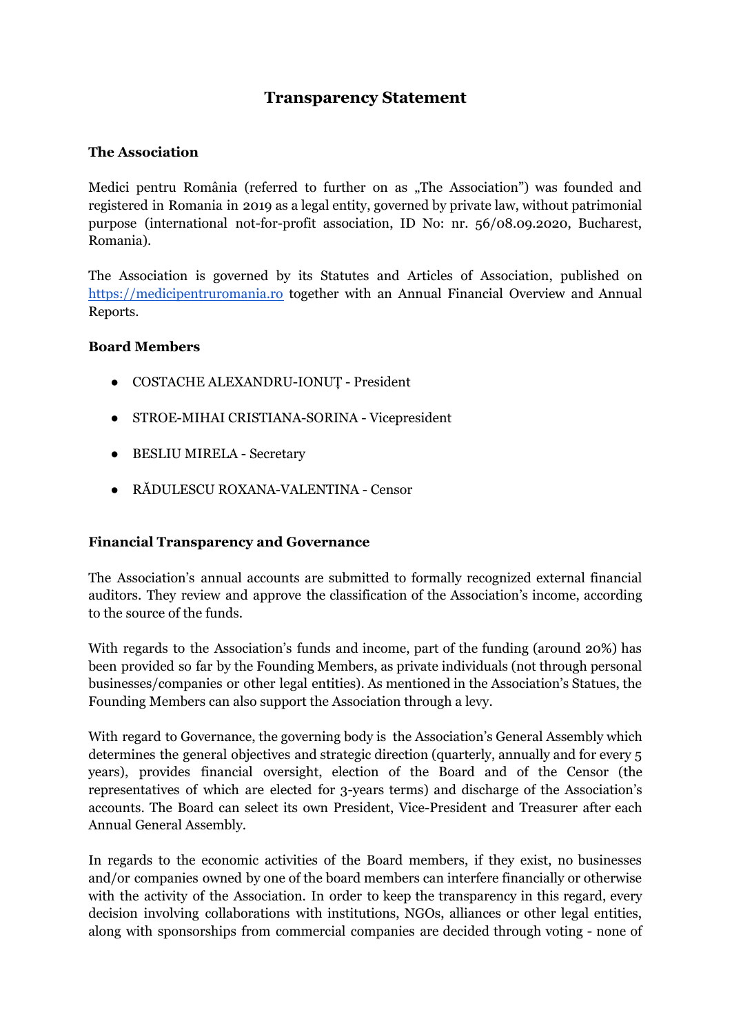# Transparency Statement

## The Association

Medici pentru România (referred to further on as „The Association") was founded and registered in Romania in 2019 as a legal entity, governed by private law, without patrimonial purpose (international not-for-profit association, ID No: nr. 56/08.09.2020, Bucharest, Romania).

The Association is governed by its Statutes and Articles of Association, published on [https://medicipentruromania.ro](https://medicipentruromania.ro) together with an Annual Financial Overview and Annual Reports.

## Board Members

- COSTACHE ALEXANDRU-IONUȚ - President
- STROE-MIHAI CRISTIANA-SORINA - Vicepresident
- BESLIU MIRELA - Secretary
- RĂDULESCU ROXANA-VALENTINA - Censor

## Financial Transparency and Governance

The Association's annual accounts are submitted to formally recognized external financial auditors. They review and approve the classification of the Association's income, according to the source of the funds.

With regards to the Association's funds and income, part of the funding (around 20%) has been provided so far by the Founding Members, as private individuals (not through personal businesses/companies or other legal entities). As mentioned in the Association's Statues, the Founding Members can also support the Association through a levy.

With regard to Governance, the governing body is the Association's General Assembly which determines the general objectives and strategic direction (quarterly, annually and for every 5 years), provides financial oversight, election of the Board and of the Censor (the representatives of which are elected for 3-years terms) and discharge of the Association's accounts. The Board can select its own President, Vice-President and Treasurer after each Annual General Assembly.

In regards to the economic activities of the Board members, if they exist, no businesses and/or companies owned by one of the board members can interfere financially or otherwise with the activity of the Association. In order to keep the transparency in this regard, every decision involving collaborations with institutions, NGOs, alliances or other legal entities, along with sponsorships from commercial companies are decided through voting - none of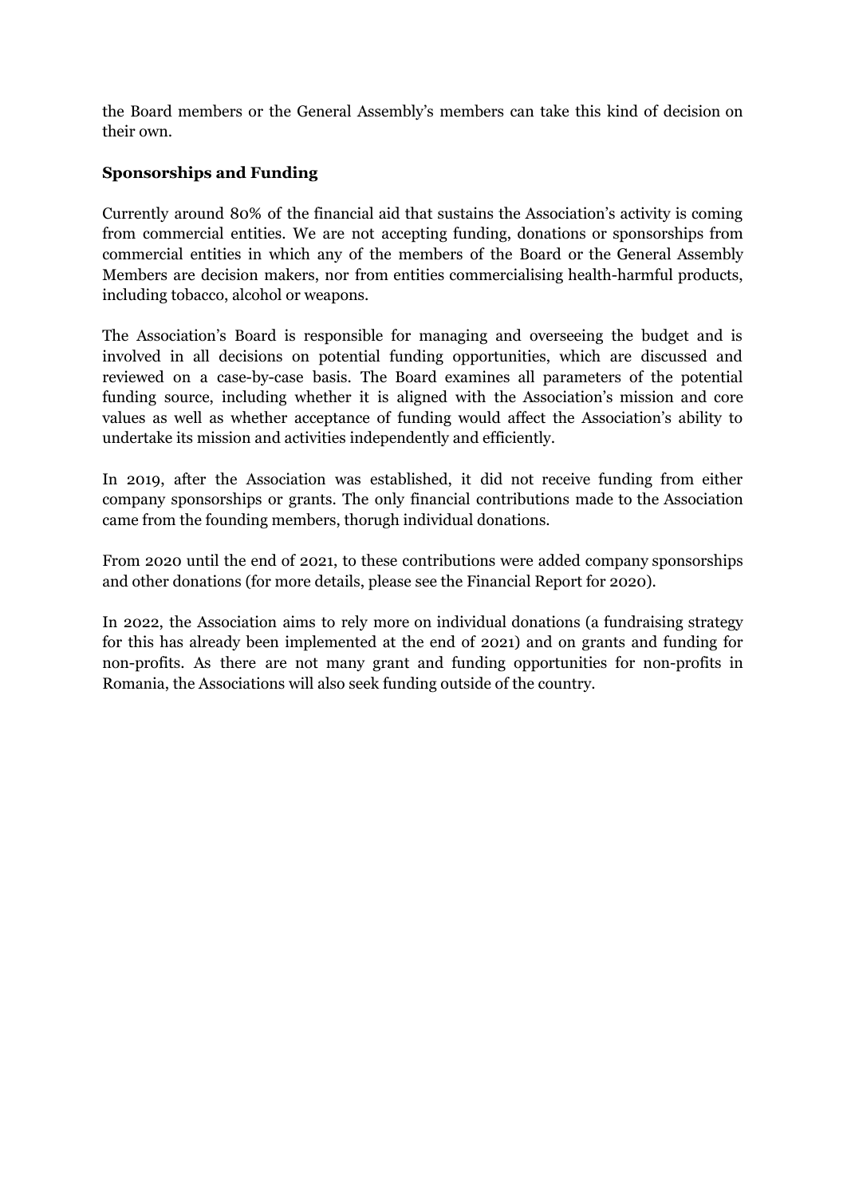the Board members or the General Assembly's members can take this kind of decision on their own.

**Sponsorships and Funding**

Currently around 80% of the financial aid that sustains the Association's activity is coming from commercial entities. We are not accepting funding, donations or sponsorships from commercial entities in which any of the members of the Board or the General Assembly Members are decision makers, nor from entities commercialising health-harmful products, including tobacco, alcohol or weapons.

The Association's Board is responsible for managing and overseeing the budget and is involved in all decisions on potential funding opportunities, which are discussed and reviewed on a case-by-case basis. The Board examines all parameters of the potential funding source, including whether it is aligned with the Association's mission and core values as well as whether acceptance of funding would affect the Association's ability to undertake its mission and activities independently and efficiently.

In 2019, after the Association was established, it did not receive funding from either company sponsorships or grants. The only financial contributions made to the Association came from the founding members, thorugh individual donations.

From 2020 until the end of 2021, to these contributions were added company sponsorships and other donations (for more details, please see the Financial Report for 2020).

In 2022, the Association aims to rely more on individual donations (a fundraising strategy for this has already been implemented at the end of 2021) and on grants and funding for non-profits. As there are not many grant and funding opportunities for non-profits in Romania, the Associations will also seek funding outside of the country.